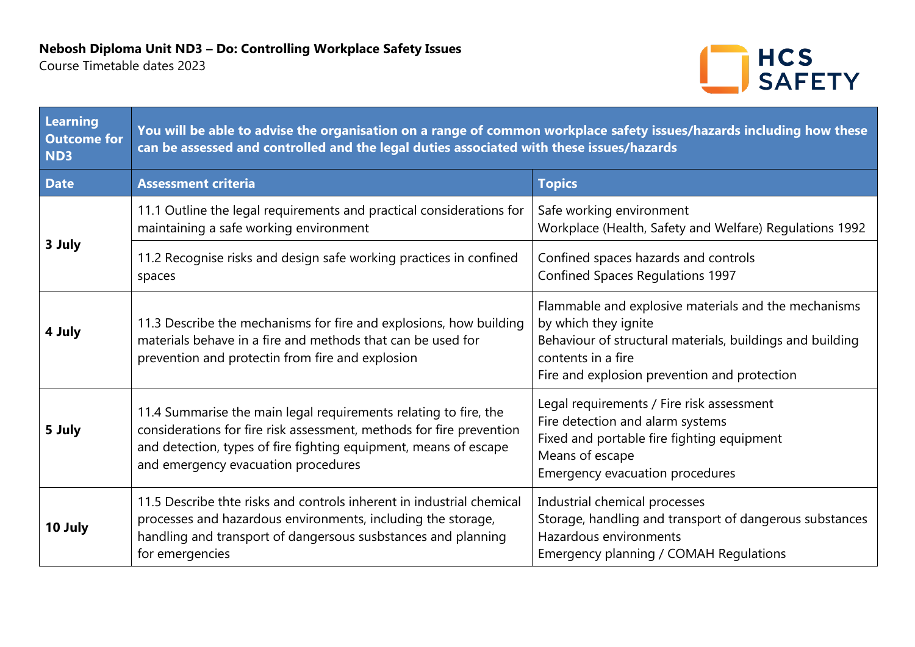**Nebosh Diploma Unit ND3 – Do: Controlling Workplace Safety Issues**

Course Timetable dates 2023

HCS SAFETY

| **Learning Outcome for ND3** | **You will be able to advise the organisation on a range of common workplace safety issues/hazards including how these can be assessed and controlled and the legal duties associated with these issues/hazards** | |
|---|---|---|
| **Date** | **Assessment criteria** | **Topics** |
| **3 July** | 11.1 Outline the legal requirements and practical considerations for maintaining a safe working environment | Safe working environment<br>Workplace (Health, Safety and Welfare) Regulations 1992 |
| | 11.2 Recognise risks and design safe working practices in confined spaces | Confined spaces hazards and controls<br>Confined Spaces Regulations 1997 |
| **4 July** | 11.3 Describe the mechanisms for fire and explosions, how building materials behave in a fire and methods that can be used for prevention and protectin from fire and explosion | Flammable and explosive materials and the mechanisms by which they ignite<br>Behaviour of structural materials, buildings and building contents in a fire<br>Fire and explosion prevention and protection |
| **5 July** | 11.4 Summarise the main legal requirements relating to fire, the considerations for fire risk assessment, methods for fire prevention and detection, types of fire fighting equipment, means of escape and emergency evacuation procedures | Legal requirements / Fire risk assessment<br>Fire detection and alarm systems<br>Fixed and portable fire fighting equipment<br>Means of escape<br>Emergency evacuation procedures |
| **10 July** | 11.5 Describe thte risks and controls inherent in industrial chemical processes and hazardous environments, including the storage, handling and transport of dangersous susbstances and planning for emergencies | Industrial chemical processes<br>Storage, handling and transport of dangerous substances<br>Hazardous environments<br>Emergency planning / COMAH Regulations |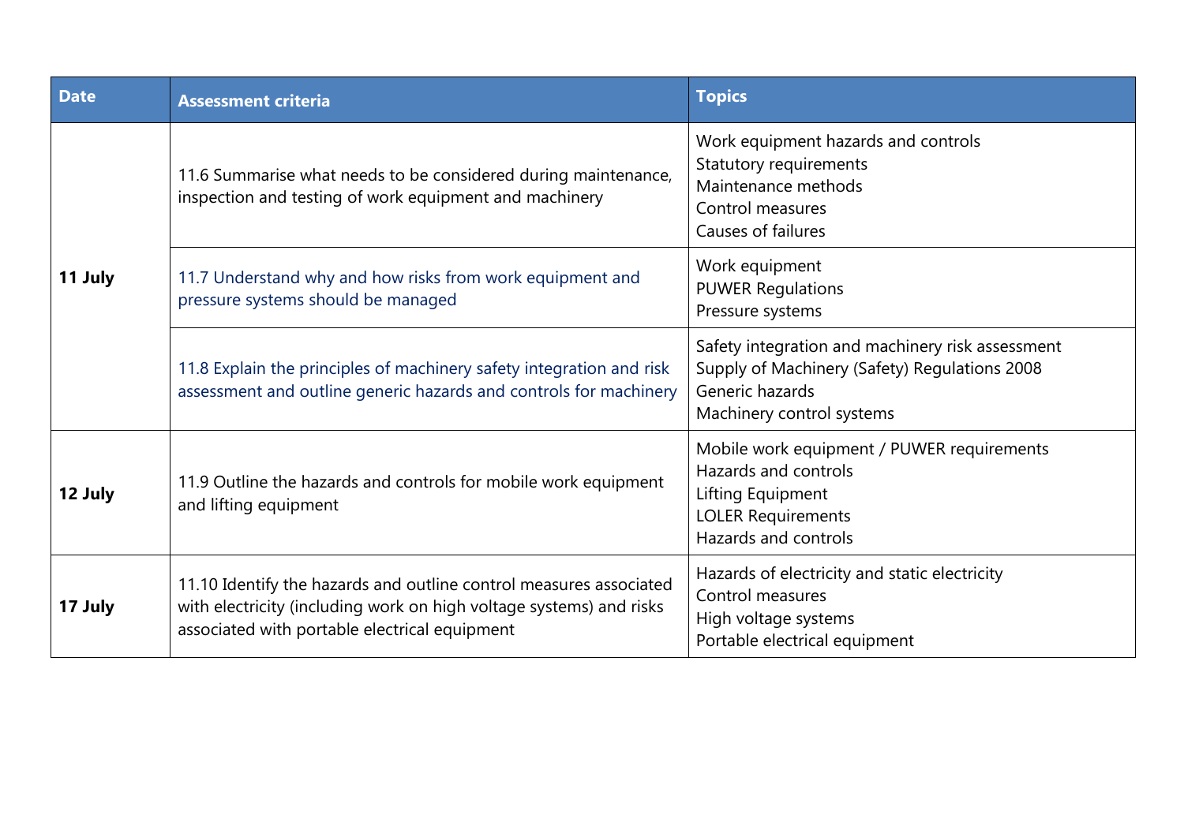| Date | Assessment criteria | Topics |
|---|---|---|
| **11 July** | 11.6 Summarise what needs to be considered during maintenance, inspection and testing of work equipment and machinery | Work equipment hazards and controls<br>Statutory requirements<br>Maintenance methods<br>Control measures<br>Causes of failures |
| | 11.7 Understand why and how risks from work equipment and pressure systems should be managed | Work equipment<br>PUWER Regulations<br>Pressure systems |
| | 11.8 Explain the principles of machinery safety integration and risk assessment and outline generic hazards and controls for machinery | Safety integration and machinery risk assessment<br>Supply of Machinery (Safety) Regulations 2008<br>Generic hazards<br>Machinery control systems |
| **12 July** | 11.9 Outline the hazards and controls for mobile work equipment and lifting equipment | Mobile work equipment / PUWER requirements<br>Hazards and controls<br>Lifting Equipment<br>LOLER Requirements<br>Hazards and controls |
| **17 July** | 11.10 Identify the hazards and outline control measures associated with electricity (including work on high voltage systems) and risks associated with portable electrical equipment | Hazards of electricity and static electricity<br>Control measures<br>High voltage systems<br>Portable electrical equipment |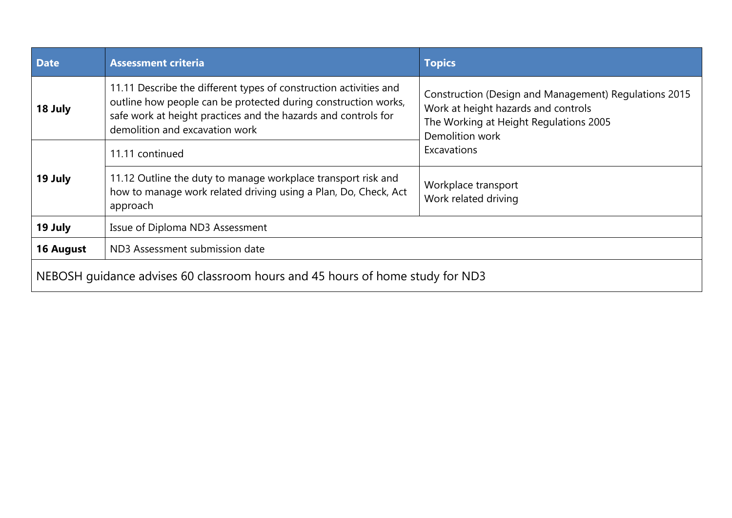| Date | Assessment criteria | Topics |
|---|---|---|
| **18 July** | 11.11 Describe the different types of construction activities and outline how people can be protected during construction works, safe work at height practices and the hazards and controls for demolition and excavation work | Construction (Design and Management) Regulations 2015<br>Work at height hazards and controls<br>The Working at Height Regulations 2005<br>Demolition work<br>Excavations |
| **19 July** | 11.11 continued | |
| | 11.12 Outline the duty to manage workplace transport risk and how to manage work related driving using a Plan, Do, Check, Act approach | Workplace transport<br>Work related driving |
| **19 July** | Issue of Diploma ND3 Assessment | |
| **16 August** | ND3 Assessment submission date | |
| NEBOSH guidance advises 60 classroom hours and 45 hours of home study for ND3 | | |